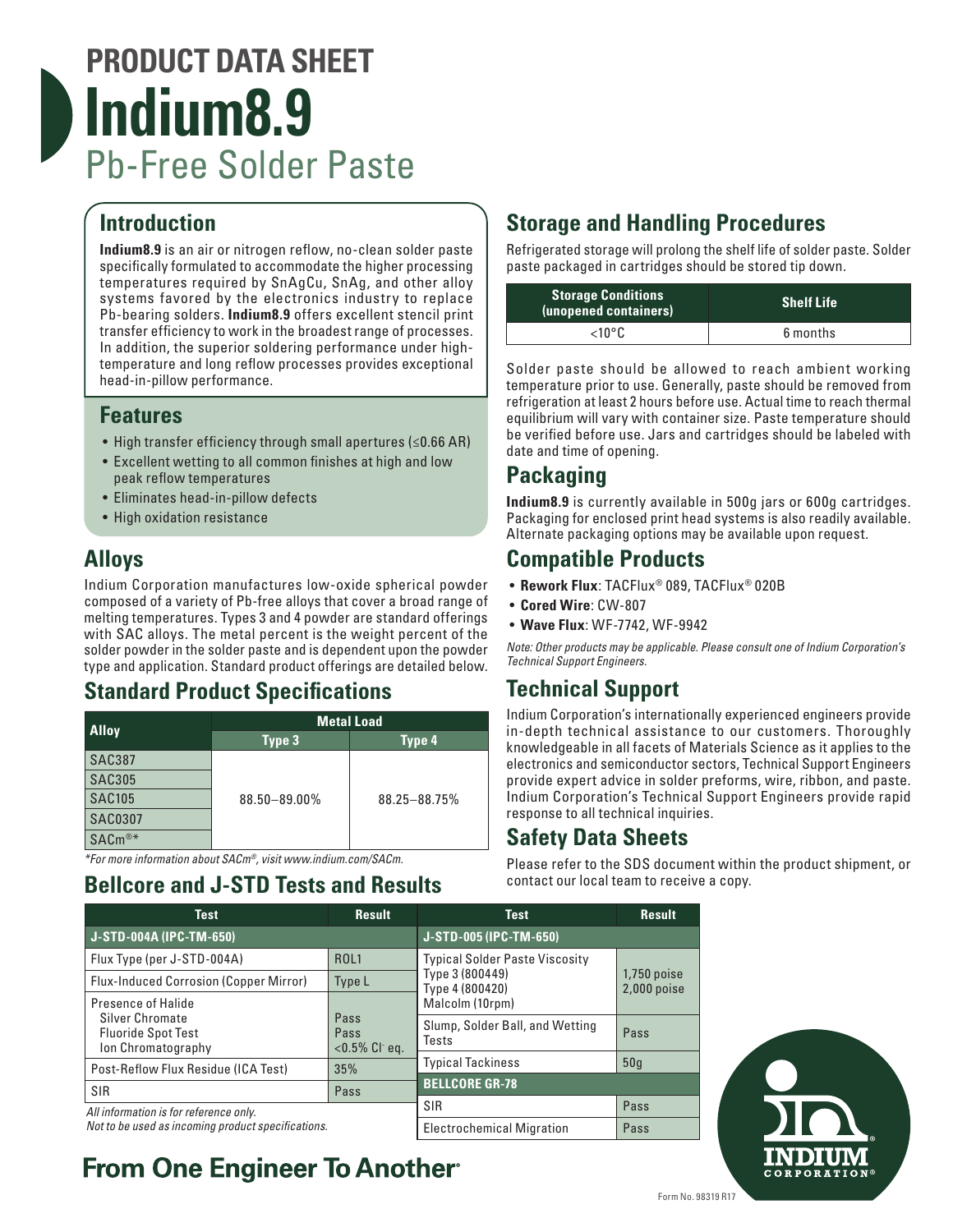# PRODUCT DATA SHEET

# Indium8.9

## Pb-Free Solder Paste

## Introduction

**Indium8.9** is an air or nitrogen reflow, no-clean solder paste specifically formulated to accommodate the higher processing temperatures required by SnAgCu, SnAg, and other alloy systems favored by the electronics industry to replace Pb-bearing solders. **Indium8.9** offers excellent stencil print transfer efficiency to work in the broadest range of processes. In addition, the superior soldering performance under high-temperature and long reflow processes provides exceptional head-in-pillow performance.

## Features

- High transfer efficiency through small apertures (≤0.66 AR)
- Excellent wetting to all common finishes at high and low peak reflow temperatures
- Eliminates head-in-pillow defects
- High oxidation resistance

## Alloys

Indium Corporation manufactures low-oxide spherical powder composed of a variety of Pb-free alloys that cover a broad range of melting temperatures. Types 3 and 4 powder are standard offerings with SAC alloys. The metal percent is the weight percent of the solder powder in the solder paste and is dependent upon the powder type and application. Standard product offerings are detailed below.

## Standard Product Specifications

| Alloy | Metal Load | |
|---|---|---|
| | Type 3 | Type 4 |
| SAC387 | 88.50–89.00% | 88.25–88.75% |
| SAC305 | | |
| SAC105 | | |
| SAC0307 | | |
| SACm®* | | |

*For more information about SACm®, visit www.indium.com/SACm.*

## Bellcore and J-STD Tests and Results

| Test | Result |
|---|---|
| **J-STD-004A (IPC-TM-650)** | |
| Flux Type (per J-STD-004A) | ROL1 |
| Flux-Induced Corrosion (Copper Mirror) | Type L |
| Presence of Halide<br>Silver Chromate<br>Fluoride Spot Test<br>Ion Chromatography | <br>Pass<br>Pass<br><0.5% Cl⁻ eq. |
| Post-Reflow Flux Residue (ICA Test) | 35% |
| SIR | Pass |

*All information is for reference only.*
*Not to be used as incoming product specifications.*

| Test | Result |
|---|---|
| **J-STD-005 (IPC-TM-650)** | |
| Typical Solder Paste Viscosity<br>Type 3 (800449)<br>Type 4 (800420)<br>Malcolm (10rpm) | <br>1,750 poise<br>2,000 poise |
| Slump, Solder Ball, and Wetting Tests | Pass |
| Typical Tackiness | 50g |
| **BELLCORE GR-78** | |
| SIR | Pass |
| Electrochemical Migration | Pass |

## Storage and Handling Procedures

Refrigerated storage will prolong the shelf life of solder paste. Solder paste packaged in cartridges should be stored tip down.

| Storage Conditions (unopened containers) | Shelf Life |
|---|---|
| <10°C | 6 months |

Solder paste should be allowed to reach ambient working temperature prior to use. Generally, paste should be removed from refrigeration at least 2 hours before use. Actual time to reach thermal equilibrium will vary with container size. Paste temperature should be verified before use. Jars and cartridges should be labeled with date and time of opening.

## Packaging

**Indium8.9** is currently available in 500g jars or 600g cartridges. Packaging for enclosed print head systems is also readily available. Alternate packaging options may be available upon request.

## Compatible Products

- **Rework Flux**: TACFlux® 089, TACFlux® 020B
- **Cored Wire**: CW-807
- **Wave Flux**: WF-7742, WF-9942

*Note: Other products may be applicable. Please consult one of Indium Corporation's Technical Support Engineers.*

## Technical Support

Indium Corporation's internationally experienced engineers provide in-depth technical assistance to our customers. Thoroughly knowledgeable in all facets of Materials Science as it applies to the electronics and semiconductor sectors, Technical Support Engineers provide expert advice in solder preforms, wire, ribbon, and paste. Indium Corporation's Technical Support Engineers provide rapid response to all technical inquiries.

## Safety Data Sheets

Please refer to the SDS document within the product shipment, or contact our local team to receive a copy.

**From One Engineer To Another®**

INDIUM CORPORATION®

Form No. 98319 R17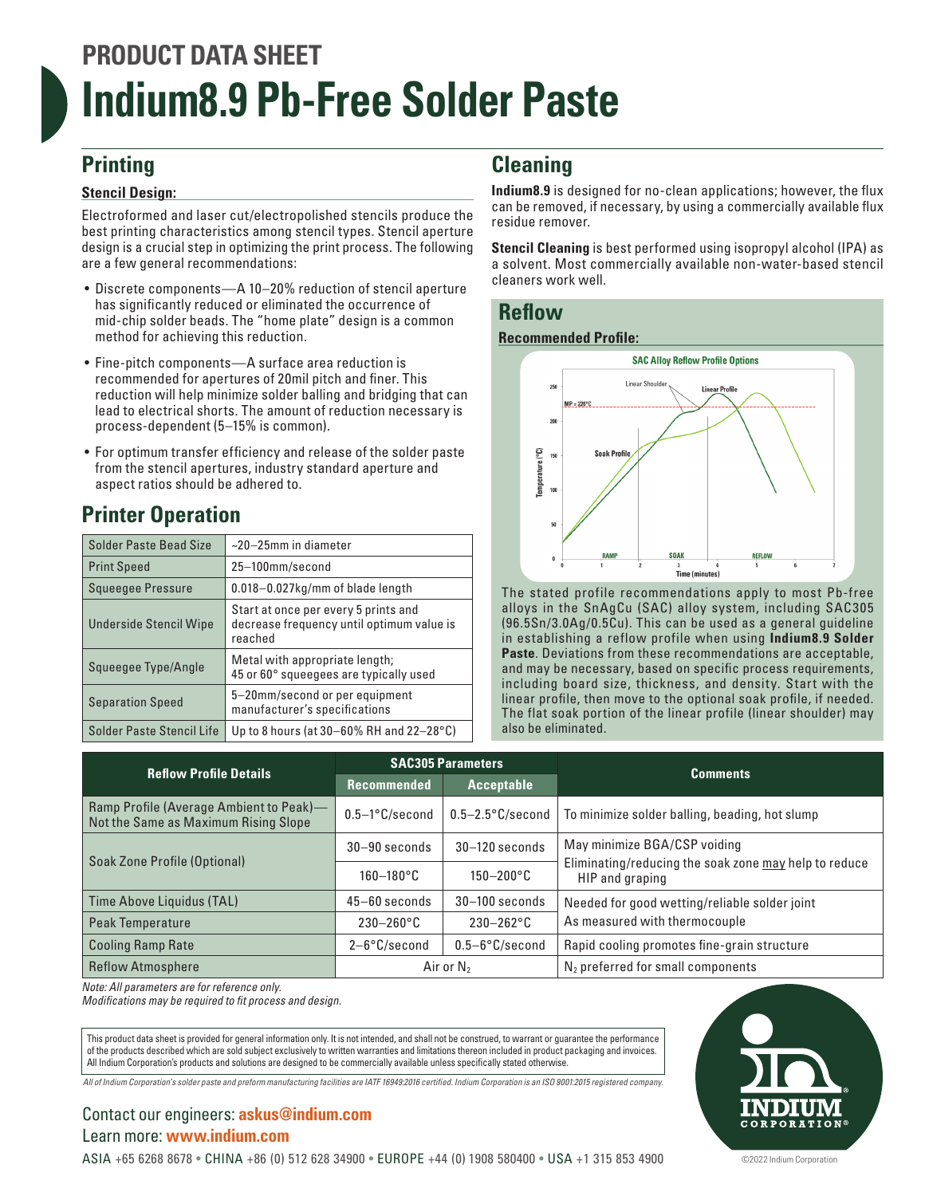# PRODUCT DATA SHEET

# Indium8.9 Pb-Free Solder Paste

## Printing

### Stencil Design:

Electroformed and laser cut/electropolished stencils produce the best printing characteristics among stencil types. Stencil aperture design is a crucial step in optimizing the print process. The following are a few general recommendations:

- Discrete components—A 10–20% reduction of stencil aperture has significantly reduced or eliminated the occurrence of mid-chip solder beads. The "home plate" design is a common method for achieving this reduction.
- Fine-pitch components—A surface area reduction is recommended for apertures of 20mil pitch and finer. This reduction will help minimize solder balling and bridging that can lead to electrical shorts. The amount of reduction necessary is process-dependent (5–15% is common).
- For optimum transfer efficiency and release of the solder paste from the stencil apertures, industry standard aperture and aspect ratios should be adhered to.

## Printer Operation

| | |
|---|---|
| Solder Paste Bead Size | ~20–25mm in diameter |
| Print Speed | 25–100mm/second |
| Squeegee Pressure | 0.018–0.027kg/mm of blade length |
| Underside Stencil Wipe | Start at once per every 5 prints and decrease frequency until optimum value is reached |
| Squeegee Type/Angle | Metal with appropriate length; 45 or 60° squeegees are typically used |
| Separation Speed | 5–20mm/second or per equipment manufacturer's specifications |
| Solder Paste Stencil Life | Up to 8 hours (at 30–60% RH and 22–28°C) |

## Cleaning

**Indium8.9** is designed for no-clean applications; however, the flux can be removed, if necessary, by using a commercially available flux residue remover.

**Stencil Cleaning** is best performed using isopropyl alcohol (IPA) as a solvent. Most commercially available non-water-based stencil cleaners work well.

## Reflow

### Recommended Profile:

SAC Alloy Reflow Profile Options

Linear Shoulder
Linear Profile
MP = 220°C
Soak Profile
Temperature (°C)
0
50
100
150
200
250
RAMP
SOAK
REFLOW
0 1 2 3 4 5 6 7
Time (minutes)

The stated profile recommendations apply to most Pb-free alloys in the SnAgCu (SAC) alloy system, including SAC305 (96.5Sn/3.0Ag/0.5Cu). This can be used as a general guideline in establishing a reflow profile when using **Indium8.9 Solder Paste**. Deviations from these recommendations are acceptable, and may be necessary, based on specific process requirements, including board size, thickness, and density. Start with the linear profile, then move to the optional soak profile, if needed. The flat soak portion of the linear profile (linear shoulder) may also be eliminated.

| Reflow Profile Details | SAC305 Parameters | | Comments |
|---|---|---|---|
| | Recommended | Acceptable | |
| Ramp Profile (Average Ambient to Peak)—Not the Same as Maximum Rising Slope | 0.5–1°C/second | 0.5–2.5°C/second | To minimize solder balling, beading, hot slump |
| Soak Zone Profile (Optional) | 30–90 seconds | 30–120 seconds | May minimize BGA/CSP voiding |
| | 160–180°C | 150–200°C | Eliminating/reducing the soak zone may help to reduce HIP and graping |
| Time Above Liquidus (TAL) | 45–60 seconds | 30–100 seconds | Needed for good wetting/reliable solder joint |
| Peak Temperature | 230–260°C | 230–262°C | As measured with thermocouple |
| Cooling Ramp Rate | 2–6°C/second | 0.5–6°C/second | Rapid cooling promotes fine-grain structure |
| Reflow Atmosphere | Air or $N_2$ | | $N_2$ preferred for small components |

*Note: All parameters are for reference only.*
*Modifications may be required to fit process and design.*

This product data sheet is provided for general information only. It is not intended, and shall not be construed, to warrant or guarantee the performance of the products described which are sold subject exclusively to written warranties and limitations thereon included in product packaging and invoices. All Indium Corporation's products and solutions are designed to be commercially available unless specifically stated otherwise.

*All of Indium Corporation's solder paste and preform manufacturing facilities are IATF 16949:2016 certified. Indium Corporation is an ISO 9001:2015 registered company.*

Contact our engineers: **askus@indium.com**
Learn more: **www.indium.com**

ASIA +65 6268 8678 • CHINA +86 (0) 512 628 34900 • EUROPE +44 (0) 1908 580400 • USA +1 315 853 4900

INDIUM CORPORATION®

©2022 Indium Corporation